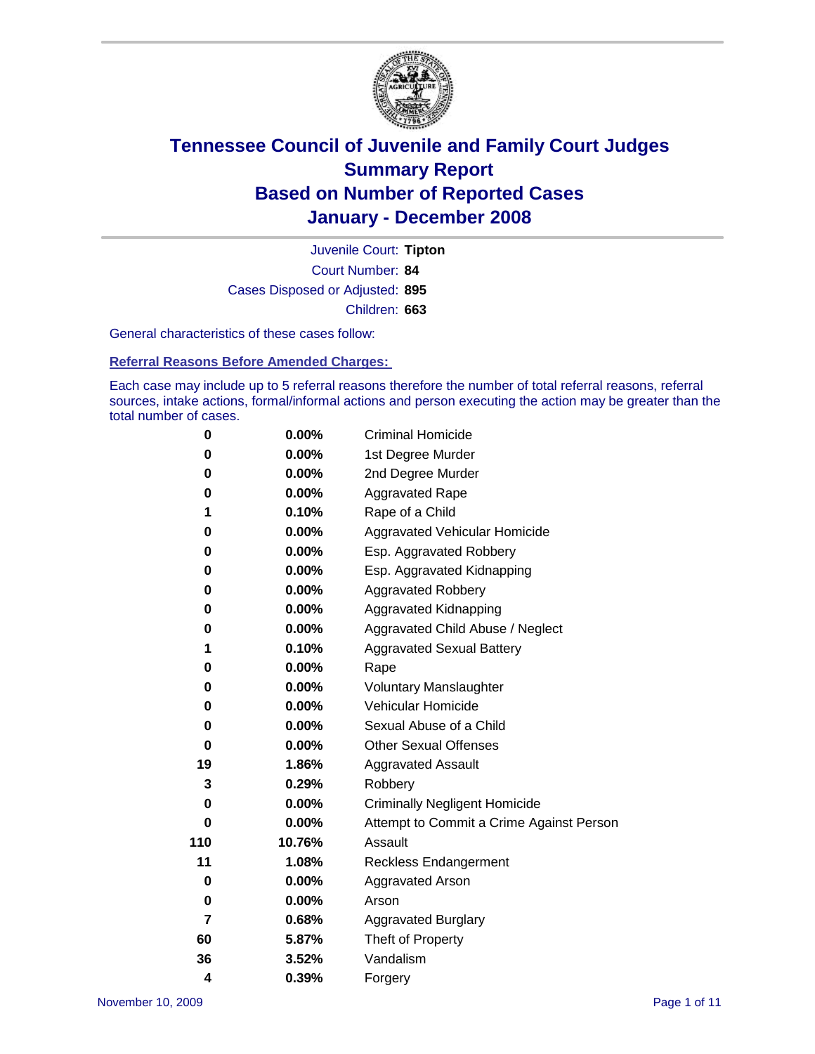# Tennessee Council of Juvenile and Family Court Judges
## Summary Report
## Based on Number of Reported Cases
## January - December 2008

Juvenile Court: **Tipton**
Court Number: **84**
Cases Disposed or Adjusted: **895**
Children: **663**

General characteristics of these cases follow:

### Referral Reasons Before Amended Charges:

Each case may include up to 5 referral reasons therefore the number of total referral reasons, referral sources, intake actions, formal/informal actions and person executing the action may be greater than the total number of cases.

| Count | Percent | Referral Reason |
|---|---|---|
| 0 | 0.00% | Criminal Homicide |
| 0 | 0.00% | 1st Degree Murder |
| 0 | 0.00% | 2nd Degree Murder |
| 0 | 0.00% | Aggravated Rape |
| 1 | 0.10% | Rape of a Child |
| 0 | 0.00% | Aggravated Vehicular Homicide |
| 0 | 0.00% | Esp. Aggravated Robbery |
| 0 | 0.00% | Esp. Aggravated Kidnapping |
| 0 | 0.00% | Aggravated Robbery |
| 0 | 0.00% | Aggravated Kidnapping |
| 0 | 0.00% | Aggravated Child Abuse / Neglect |
| 1 | 0.10% | Aggravated Sexual Battery |
| 0 | 0.00% | Rape |
| 0 | 0.00% | Voluntary Manslaughter |
| 0 | 0.00% | Vehicular Homicide |
| 0 | 0.00% | Sexual Abuse of a Child |
| 0 | 0.00% | Other Sexual Offenses |
| 19 | 1.86% | Aggravated Assault |
| 3 | 0.29% | Robbery |
| 0 | 0.00% | Criminally Negligent Homicide |
| 0 | 0.00% | Attempt to Commit a Crime Against Person |
| 110 | 10.76% | Assault |
| 11 | 1.08% | Reckless Endangerment |
| 0 | 0.00% | Aggravated Arson |
| 0 | 0.00% | Arson |
| 7 | 0.68% | Aggravated Burglary |
| 60 | 5.87% | Theft of Property |
| 36 | 3.52% | Vandalism |
| 4 | 0.39% | Forgery |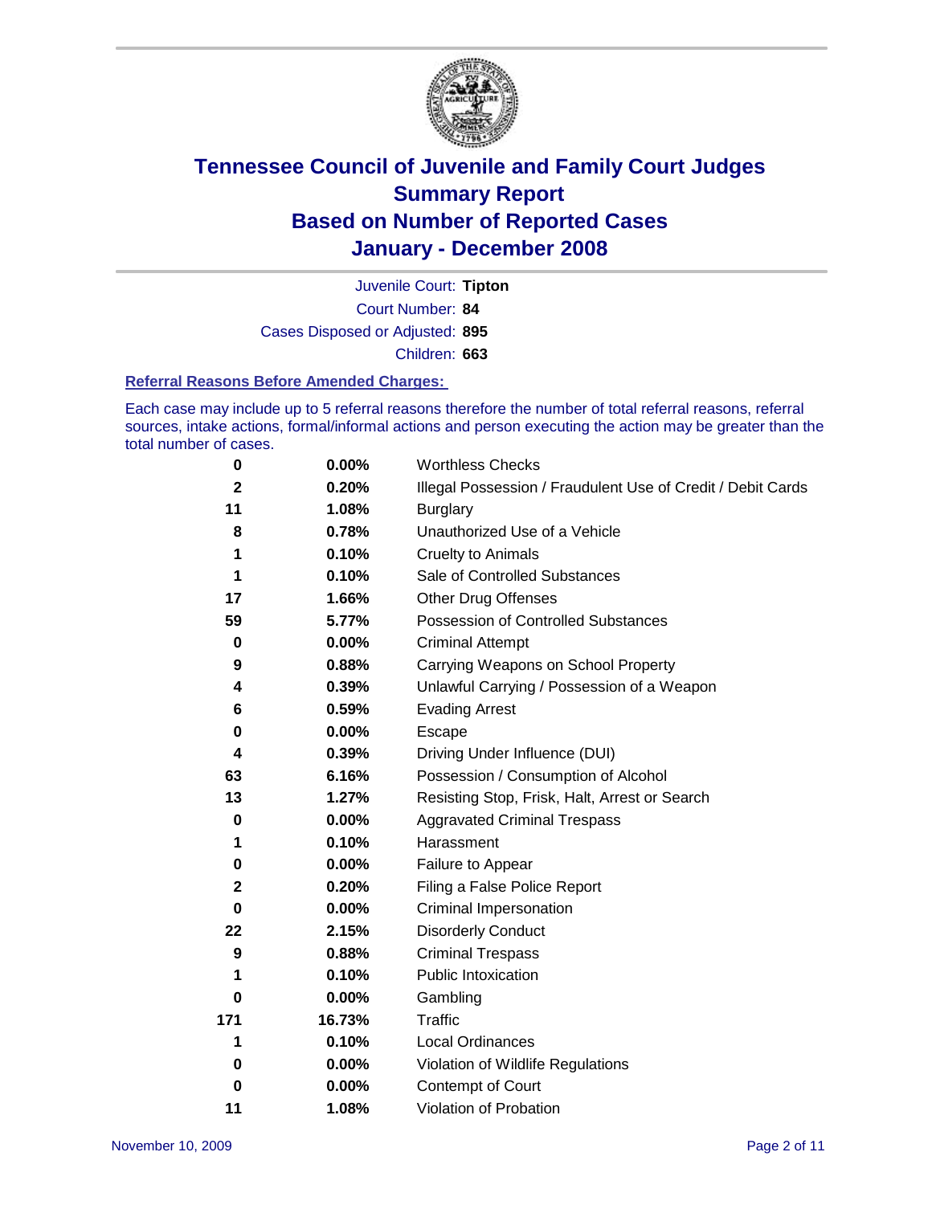# Tennessee Council of Juvenile and Family Court Judges
# Summary Report
# Based on Number of Reported Cases
# January - December 2008

Juvenile Court: **Tipton**

Court Number: **84**

Cases Disposed or Adjusted: **895**

Children: **663**

### Referral Reasons Before Amended Charges:

Each case may include up to 5 referral reasons therefore the number of total referral reasons, referral sources, intake actions, formal/informal actions and person executing the action may be greater than the total number of cases.

| | | |
|---|---|---|
| 0 | 0.00% | Worthless Checks |
| 2 | 0.20% | Illegal Possession / Fraudulent Use of Credit / Debit Cards |
| 11 | 1.08% | Burglary |
| 8 | 0.78% | Unauthorized Use of a Vehicle |
| 1 | 0.10% | Cruelty to Animals |
| 1 | 0.10% | Sale of Controlled Substances |
| 17 | 1.66% | Other Drug Offenses |
| 59 | 5.77% | Possession of Controlled Substances |
| 0 | 0.00% | Criminal Attempt |
| 9 | 0.88% | Carrying Weapons on School Property |
| 4 | 0.39% | Unlawful Carrying / Possession of a Weapon |
| 6 | 0.59% | Evading Arrest |
| 0 | 0.00% | Escape |
| 4 | 0.39% | Driving Under Influence (DUI) |
| 63 | 6.16% | Possession / Consumption of Alcohol |
| 13 | 1.27% | Resisting Stop, Frisk, Halt, Arrest or Search |
| 0 | 0.00% | Aggravated Criminal Trespass |
| 1 | 0.10% | Harassment |
| 0 | 0.00% | Failure to Appear |
| 2 | 0.20% | Filing a False Police Report |
| 0 | 0.00% | Criminal Impersonation |
| 22 | 2.15% | Disorderly Conduct |
| 9 | 0.88% | Criminal Trespass |
| 1 | 0.10% | Public Intoxication |
| 0 | 0.00% | Gambling |
| 171 | 16.73% | Traffic |
| 1 | 0.10% | Local Ordinances |
| 0 | 0.00% | Violation of Wildlife Regulations |
| 0 | 0.00% | Contempt of Court |
| 11 | 1.08% | Violation of Probation |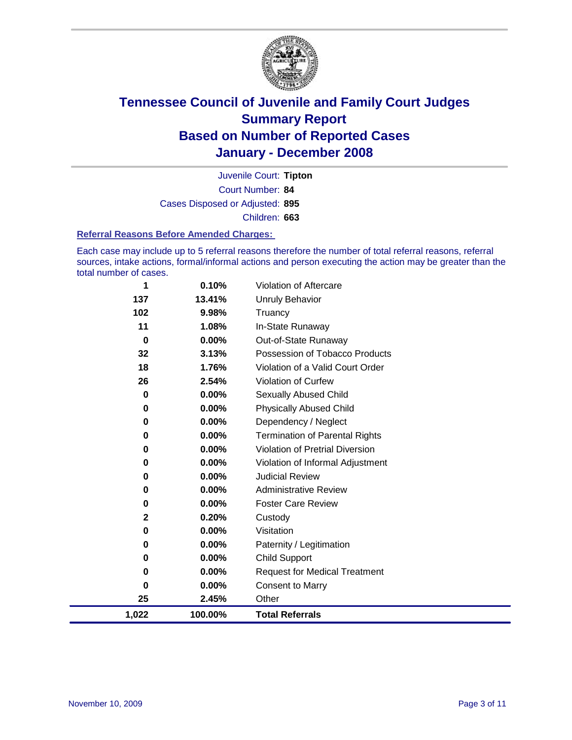# Tennessee Council of Juvenile and Family Court Judges
# Summary Report
# Based on Number of Reported Cases
# January - December 2008

Juvenile Court: **Tipton**

Court Number: **84**

Cases Disposed or Adjusted: **895**

Children: **663**

### Referral Reasons Before Amended Charges:

Each case may include up to 5 referral reasons therefore the number of total referral reasons, referral sources, intake actions, formal/informal actions and person executing the action may be greater than the total number of cases.

| | | |
|---|---|---|
| 1 | 0.10% | Violation of Aftercare |
| 137 | 13.41% | Unruly Behavior |
| 102 | 9.98% | Truancy |
| 11 | 1.08% | In-State Runaway |
| 0 | 0.00% | Out-of-State Runaway |
| 32 | 3.13% | Possession of Tobacco Products |
| 18 | 1.76% | Violation of a Valid Court Order |
| 26 | 2.54% | Violation of Curfew |
| 0 | 0.00% | Sexually Abused Child |
| 0 | 0.00% | Physically Abused Child |
| 0 | 0.00% | Dependency / Neglect |
| 0 | 0.00% | Termination of Parental Rights |
| 0 | 0.00% | Violation of Pretrial Diversion |
| 0 | 0.00% | Violation of Informal Adjustment |
| 0 | 0.00% | Judicial Review |
| 0 | 0.00% | Administrative Review |
| 0 | 0.00% | Foster Care Review |
| 2 | 0.20% | Custody |
| 0 | 0.00% | Visitation |
| 0 | 0.00% | Paternity / Legitimation |
| 0 | 0.00% | Child Support |
| 0 | 0.00% | Request for Medical Treatment |
| 0 | 0.00% | Consent to Marry |
| 25 | 2.45% | Other |
| **1,022** | **100.00%** | **Total Referrals** |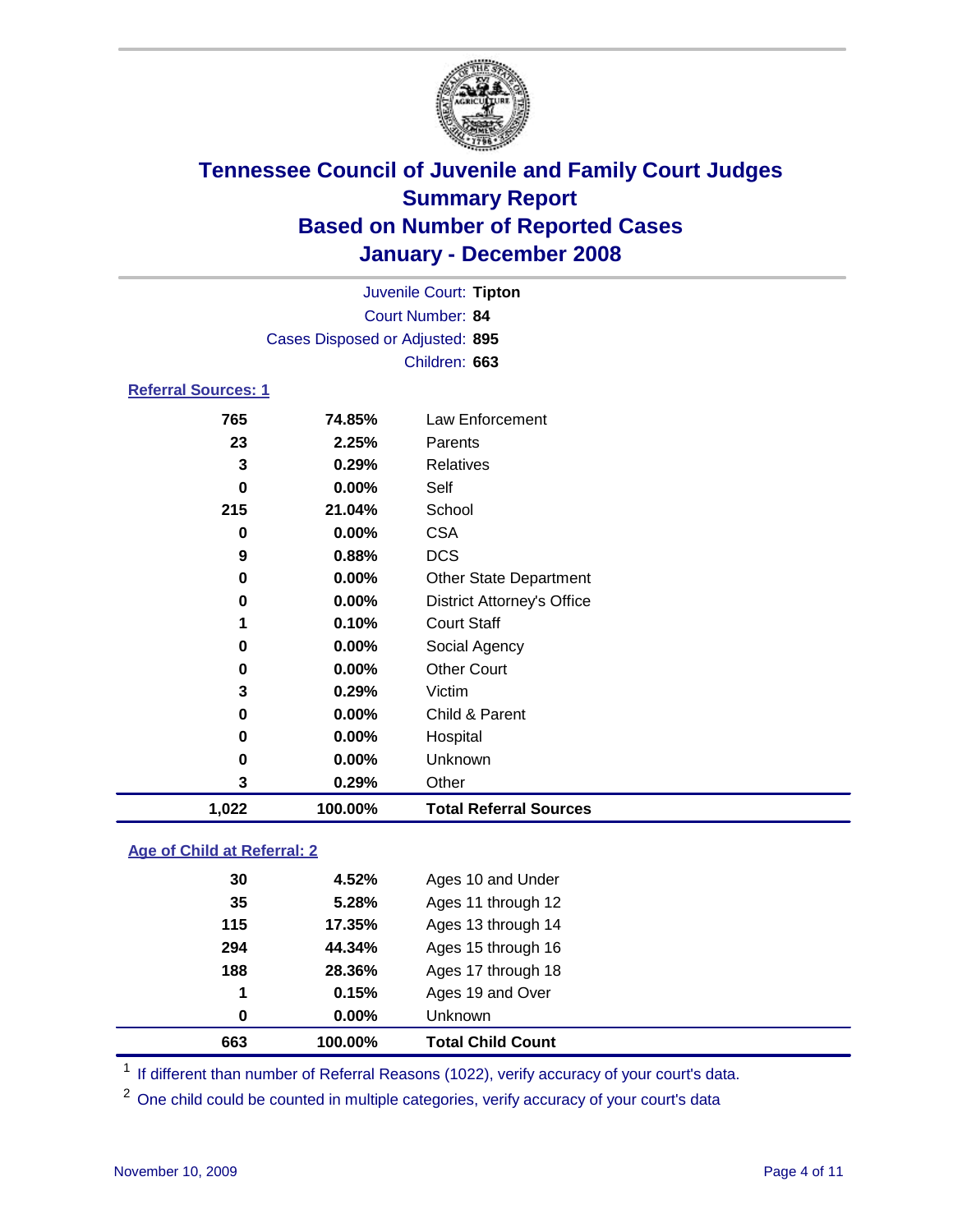# Tennessee Council of Juvenile and Family Court Judges
## Summary Report
## Based on Number of Reported Cases
## January - December 2008

Juvenile Court: **Tipton**
Court Number: **84**
Cases Disposed or Adjusted: **895**
Children: **663**

### Referral Sources: 1

| | | |
|---|---|---|
| 765 | 74.85% | Law Enforcement |
| 23 | 2.25% | Parents |
| 3 | 0.29% | Relatives |
| 0 | 0.00% | Self |
| 215 | 21.04% | School |
| 0 | 0.00% | CSA |
| 9 | 0.88% | DCS |
| 0 | 0.00% | Other State Department |
| 0 | 0.00% | District Attorney's Office |
| 1 | 0.10% | Court Staff |
| 0 | 0.00% | Social Agency |
| 0 | 0.00% | Other Court |
| 3 | 0.29% | Victim |
| 0 | 0.00% | Child & Parent |
| 0 | 0.00% | Hospital |
| 0 | 0.00% | Unknown |
| 3 | 0.29% | Other |
| **1,022** | **100.00%** | **Total Referral Sources** |

### Age of Child at Referral: 2

| | | |
|---|---|---|
| 30 | 4.52% | Ages 10 and Under |
| 35 | 5.28% | Ages 11 through 12 |
| 115 | 17.35% | Ages 13 through 14 |
| 294 | 44.34% | Ages 15 through 16 |
| 188 | 28.36% | Ages 17 through 18 |
| 1 | 0.15% | Ages 19 and Over |
| 0 | 0.00% | Unknown |
| **663** | **100.00%** | **Total Child Count** |

[1] If different than number of Referral Reasons (1022), verify accuracy of your court's data.

[2] One child could be counted in multiple categories, verify accuracy of your court's data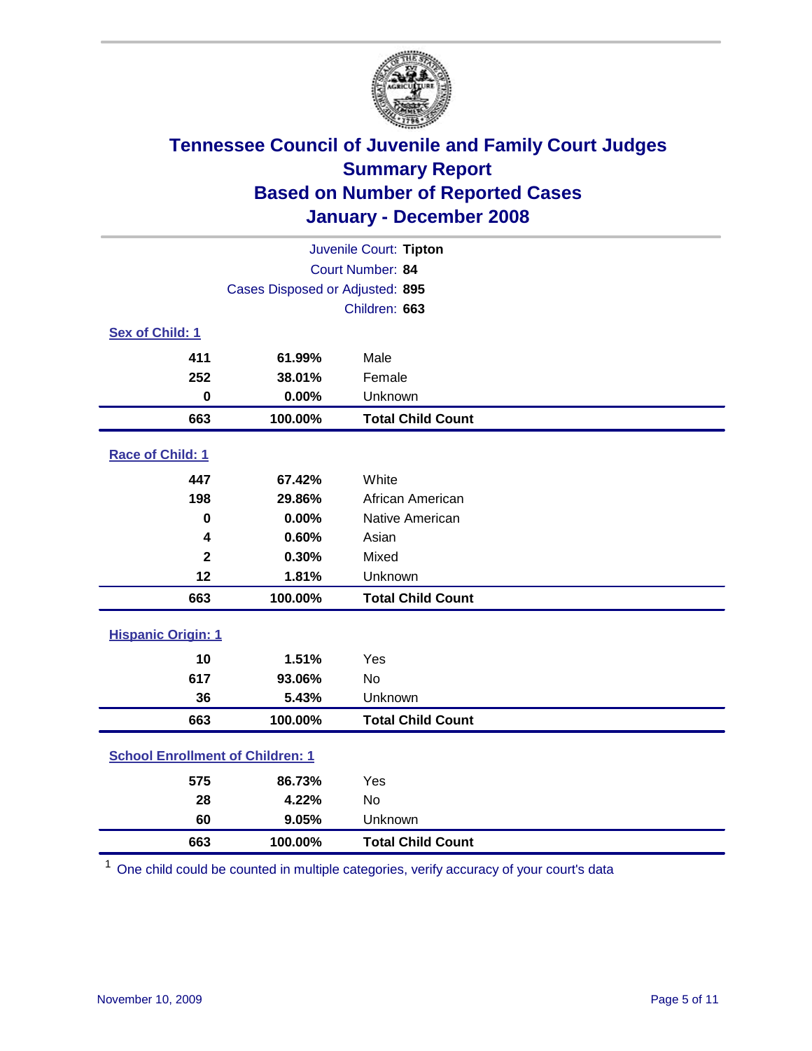# Tennessee Council of Juvenile and Family Court Judges
## Summary Report
## Based on Number of Reported Cases
## January - December 2008

Juvenile Court: **Tipton**
Court Number: **84**
Cases Disposed or Adjusted: **895**
Children: **663**

### Sex of Child: 1

| Count | Percent | Category |
|---|---|---|
| 411 | 61.99% | Male |
| 252 | 38.01% | Female |
| 0 | 0.00% | Unknown |
| **663** | **100.00%** | **Total Child Count** |

### Race of Child: 1

| Count | Percent | Category |
|---|---|---|
| 447 | 67.42% | White |
| 198 | 29.86% | African American |
| 0 | 0.00% | Native American |
| 4 | 0.60% | Asian |
| 2 | 0.30% | Mixed |
| 12 | 1.81% | Unknown |
| **663** | **100.00%** | **Total Child Count** |

### Hispanic Origin: 1

| Count | Percent | Category |
|---|---|---|
| 10 | 1.51% | Yes |
| 617 | 93.06% | No |
| 36 | 5.43% | Unknown |
| **663** | **100.00%** | **Total Child Count** |

### School Enrollment of Children: 1

| Count | Percent | Category |
|---|---|---|
| 575 | 86.73% | Yes |
| 28 | 4.22% | No |
| 60 | 9.05% | Unknown |
| **663** | **100.00%** | **Total Child Count** |

[1] One child could be counted in multiple categories, verify accuracy of your court's data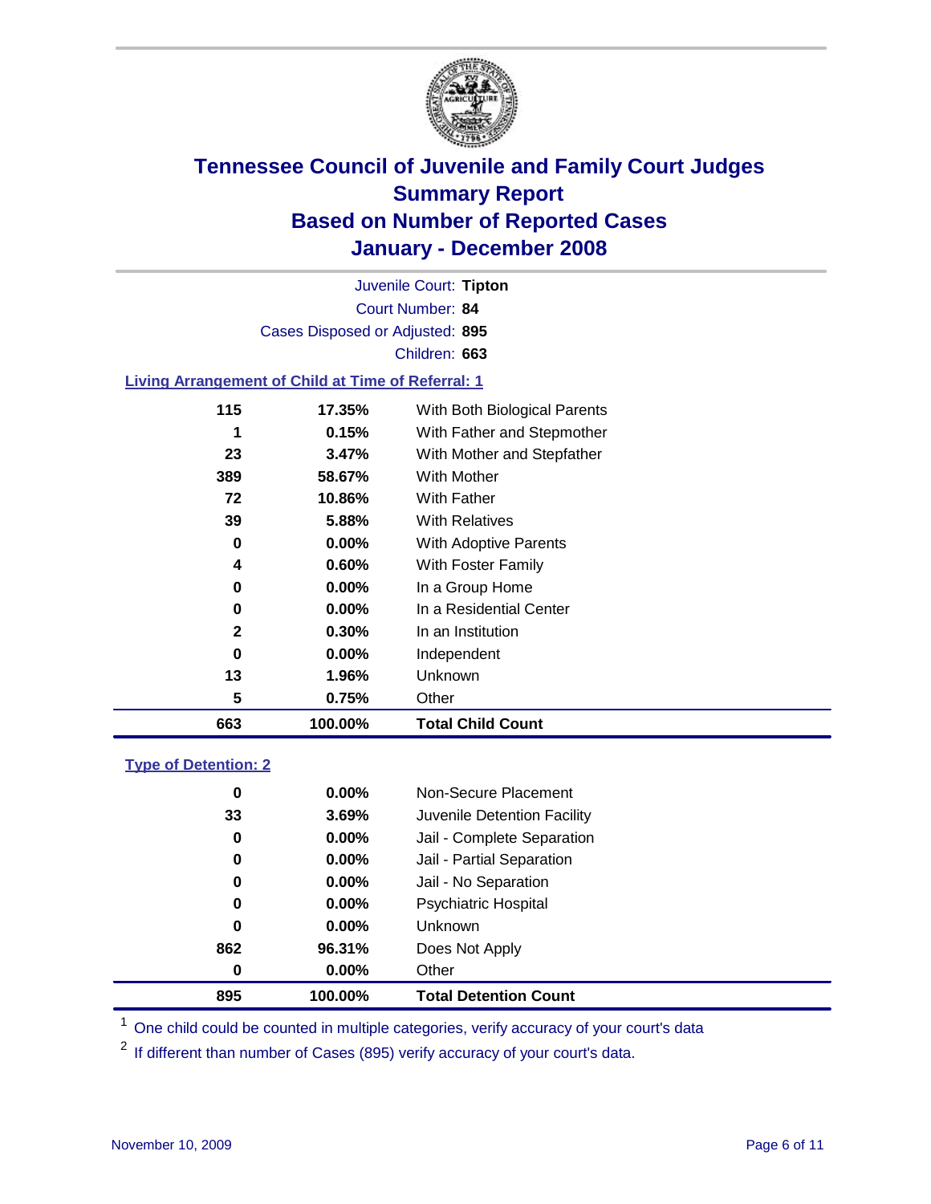# Tennessee Council of Juvenile and Family Court Judges
## Summary Report
## Based on Number of Reported Cases
## January - December 2008

Juvenile Court: **Tipton**

Court Number: **84**

Cases Disposed or Adjusted: **895**

Children: **663**

### Living Arrangement of Child at Time of Referral: 1

| Count | Percent | Living Arrangement |
|---|---|---|
| 115 | 17.35% | With Both Biological Parents |
| 1 | 0.15% | With Father and Stepmother |
| 23 | 3.47% | With Mother and Stepfather |
| 389 | 58.67% | With Mother |
| 72 | 10.86% | With Father |
| 39 | 5.88% | With Relatives |
| 0 | 0.00% | With Adoptive Parents |
| 4 | 0.60% | With Foster Family |
| 0 | 0.00% | In a Group Home |
| 0 | 0.00% | In a Residential Center |
| 2 | 0.30% | In an Institution |
| 0 | 0.00% | Independent |
| 13 | 1.96% | Unknown |
| 5 | 0.75% | Other |
| **663** | **100.00%** | **Total Child Count** |

### Type of Detention: 2

| Count | Percent | Type of Detention |
|---|---|---|
| 0 | 0.00% | Non-Secure Placement |
| 33 | 3.69% | Juvenile Detention Facility |
| 0 | 0.00% | Jail - Complete Separation |
| 0 | 0.00% | Jail - Partial Separation |
| 0 | 0.00% | Jail - No Separation |
| 0 | 0.00% | Psychiatric Hospital |
| 0 | 0.00% | Unknown |
| 862 | 96.31% | Does Not Apply |
| 0 | 0.00% | Other |
| **895** | **100.00%** | **Total Detention Count** |

[1] One child could be counted in multiple categories, verify accuracy of your court's data

[2] If different than number of Cases (895) verify accuracy of your court's data.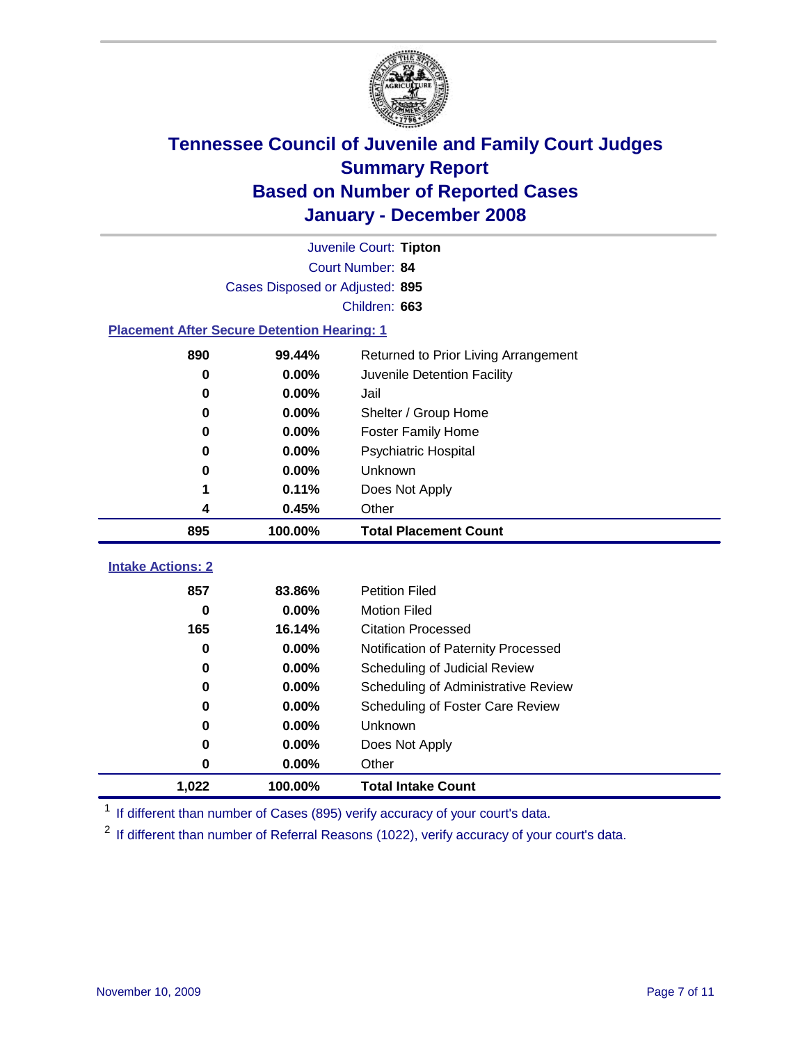# Tennessee Council of Juvenile and Family Court Judges
## Summary Report
## Based on Number of Reported Cases
## January - December 2008

Juvenile Court: **Tipton**
Court Number: **84**
Cases Disposed or Adjusted: **895**
Children: **663**

### Placement After Secure Detention Hearing: 1

| Count | Percent | Placement |
|---|---|---|
| 890 | 99.44% | Returned to Prior Living Arrangement |
| 0 | 0.00% | Juvenile Detention Facility |
| 0 | 0.00% | Jail |
| 0 | 0.00% | Shelter / Group Home |
| 0 | 0.00% | Foster Family Home |
| 0 | 0.00% | Psychiatric Hospital |
| 0 | 0.00% | Unknown |
| 1 | 0.11% | Does Not Apply |
| 4 | 0.45% | Other |
| **895** | **100.00%** | **Total Placement Count** |

### Intake Actions: 2

| Count | Percent | Intake Action |
|---|---|---|
| 857 | 83.86% | Petition Filed |
| 0 | 0.00% | Motion Filed |
| 165 | 16.14% | Citation Processed |
| 0 | 0.00% | Notification of Paternity Processed |
| 0 | 0.00% | Scheduling of Judicial Review |
| 0 | 0.00% | Scheduling of Administrative Review |
| 0 | 0.00% | Scheduling of Foster Care Review |
| 0 | 0.00% | Unknown |
| 0 | 0.00% | Does Not Apply |
| 0 | 0.00% | Other |
| **1,022** | **100.00%** | **Total Intake Count** |

[1] If different than number of Cases (895) verify accuracy of your court's data.

[2] If different than number of Referral Reasons (1022), verify accuracy of your court's data.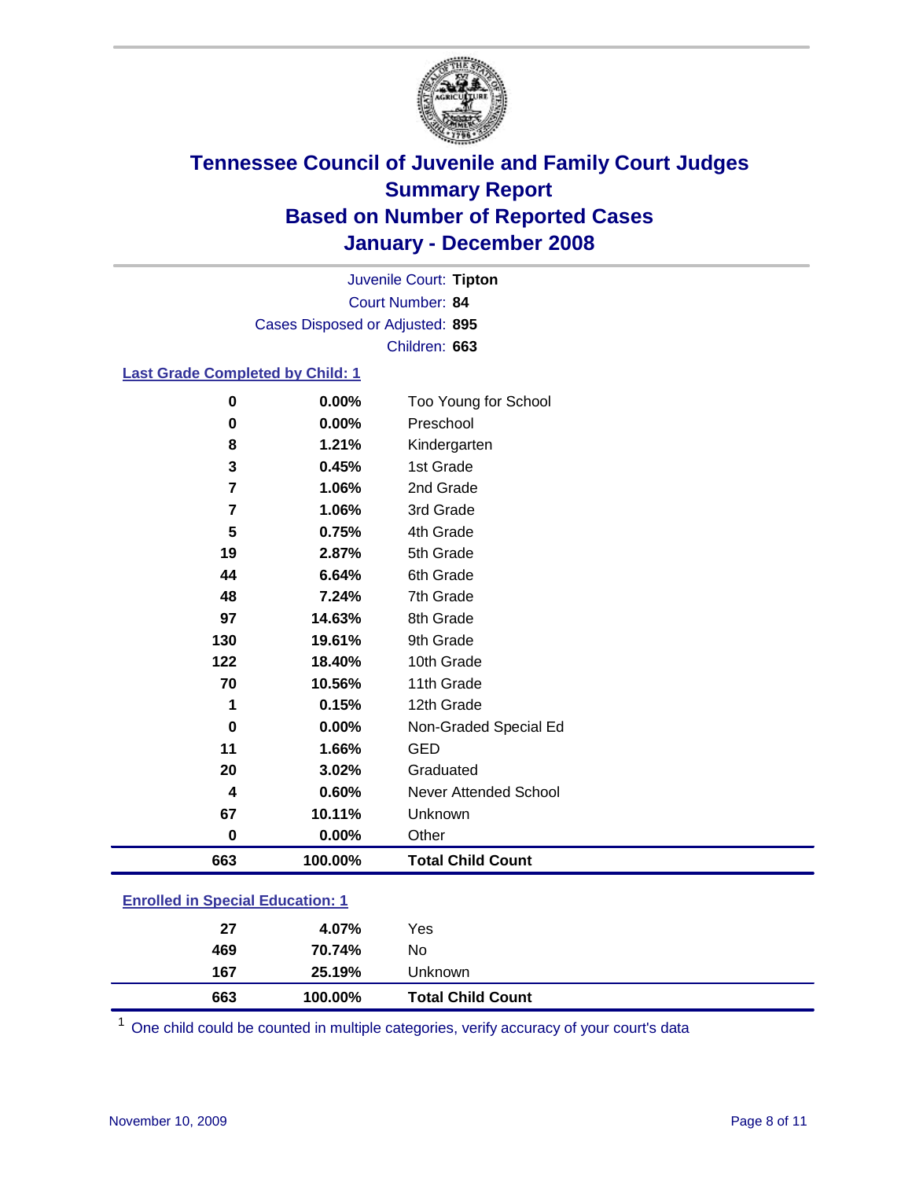# Tennessee Council of Juvenile and Family Court Judges
## Summary Report
## Based on Number of Reported Cases
## January - December 2008

Juvenile Court: **Tipton**
Court Number: **84**
Cases Disposed or Adjusted: **895**
Children: **663**

### Last Grade Completed by Child: 1

| Count | Percent | Category |
|---|---|---|
| 0 | 0.00% | Too Young for School |
| 0 | 0.00% | Preschool |
| 8 | 1.21% | Kindergarten |
| 3 | 0.45% | 1st Grade |
| 7 | 1.06% | 2nd Grade |
| 7 | 1.06% | 3rd Grade |
| 5 | 0.75% | 4th Grade |
| 19 | 2.87% | 5th Grade |
| 44 | 6.64% | 6th Grade |
| 48 | 7.24% | 7th Grade |
| 97 | 14.63% | 8th Grade |
| 130 | 19.61% | 9th Grade |
| 122 | 18.40% | 10th Grade |
| 70 | 10.56% | 11th Grade |
| 1 | 0.15% | 12th Grade |
| 0 | 0.00% | Non-Graded Special Ed |
| 11 | 1.66% | GED |
| 20 | 3.02% | Graduated |
| 4 | 0.60% | Never Attended School |
| 67 | 10.11% | Unknown |
| 0 | 0.00% | Other |
| **663** | **100.00%** | **Total Child Count** |

### Enrolled in Special Education: 1

| Count | Percent | Category |
|---|---|---|
| 27 | 4.07% | Yes |
| 469 | 70.74% | No |
| 167 | 25.19% | Unknown |
| **663** | **100.00%** | **Total Child Count** |

[1] One child could be counted in multiple categories, verify accuracy of your court's data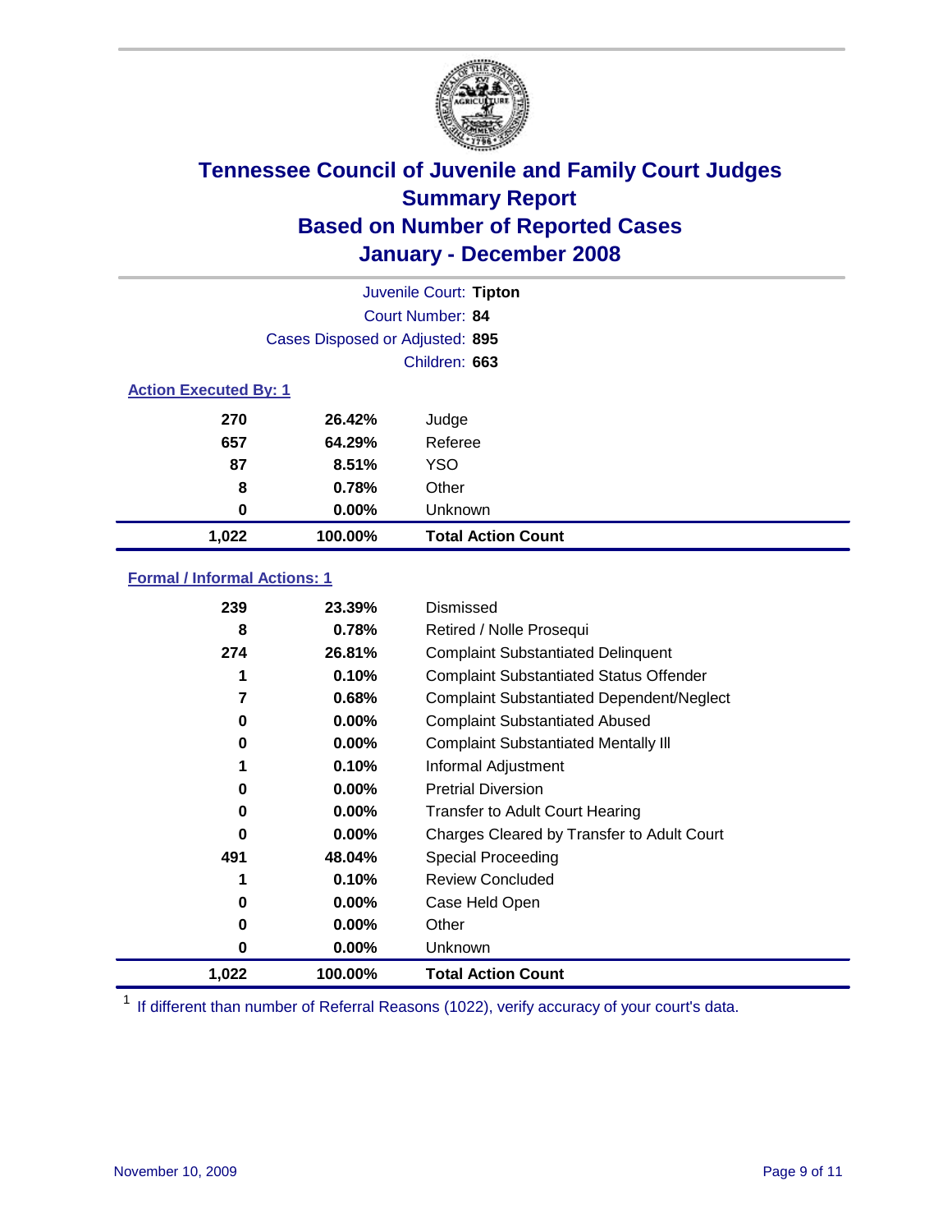# Tennessee Council of Juvenile and Family Court Judges
## Summary Report
## Based on Number of Reported Cases
## January - December 2008

Juvenile Court: **Tipton**
Court Number: **84**
Cases Disposed or Adjusted: **895**
Children: **663**

### Action Executed By: 1

| | | |
|---|---|---|
| 270 | 26.42% | Judge |
| 657 | 64.29% | Referee |
| 87 | 8.51% | YSO |
| 8 | 0.78% | Other |
| 0 | 0.00% | Unknown |
| **1,022** | **100.00%** | **Total Action Count** |

### Formal / Informal Actions: 1

| | | |
|---|---|---|
| 239 | 23.39% | Dismissed |
| 8 | 0.78% | Retired / Nolle Prosequi |
| 274 | 26.81% | Complaint Substantiated Delinquent |
| 1 | 0.10% | Complaint Substantiated Status Offender |
| 7 | 0.68% | Complaint Substantiated Dependent/Neglect |
| 0 | 0.00% | Complaint Substantiated Abused |
| 0 | 0.00% | Complaint Substantiated Mentally Ill |
| 1 | 0.10% | Informal Adjustment |
| 0 | 0.00% | Pretrial Diversion |
| 0 | 0.00% | Transfer to Adult Court Hearing |
| 0 | 0.00% | Charges Cleared by Transfer to Adult Court |
| 491 | 48.04% | Special Proceeding |
| 1 | 0.10% | Review Concluded |
| 0 | 0.00% | Case Held Open |
| 0 | 0.00% | Other |
| 0 | 0.00% | Unknown |
| **1,022** | **100.00%** | **Total Action Count** |

[1] If different than number of Referral Reasons (1022), verify accuracy of your court's data.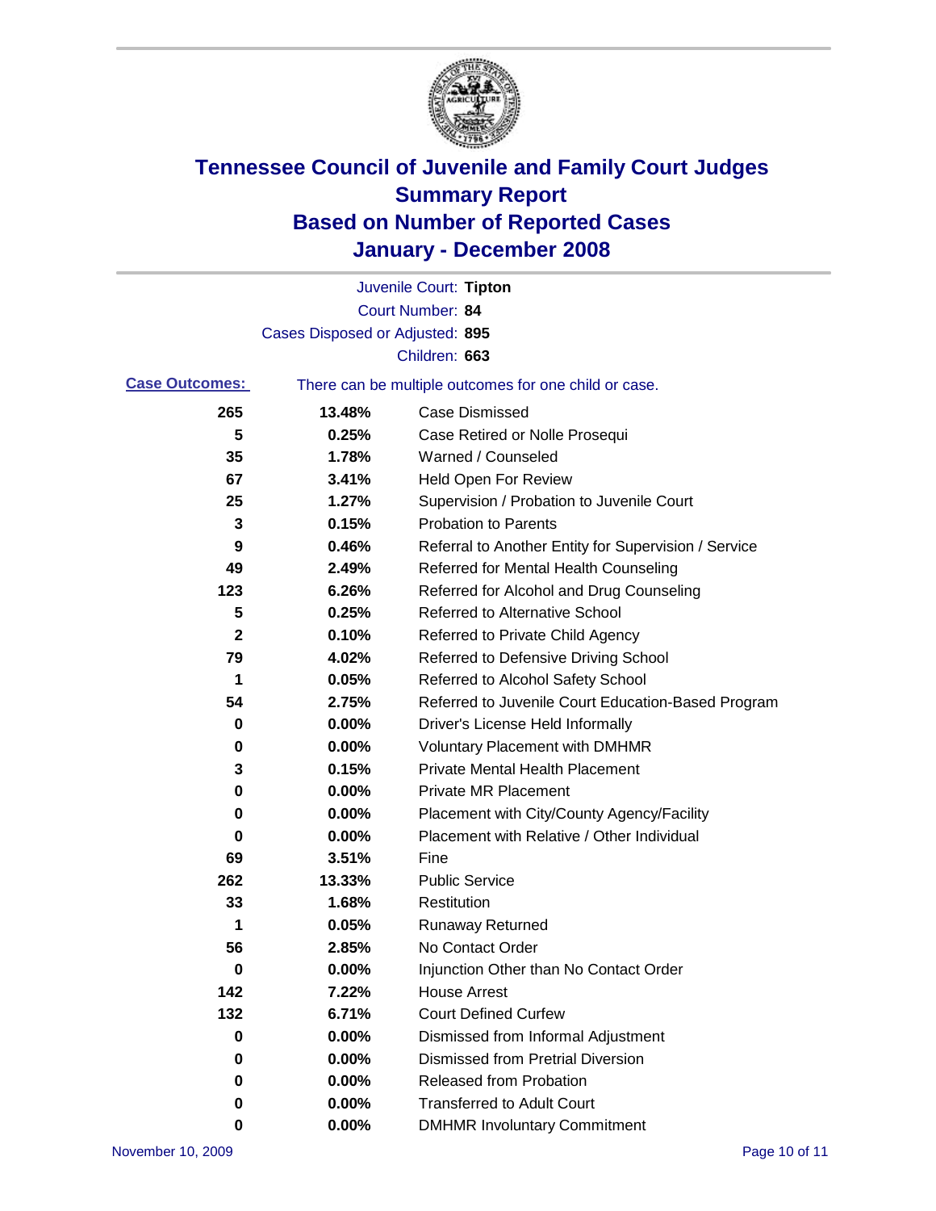# Tennessee Council of Juvenile and Family Court Judges
## Summary Report
## Based on Number of Reported Cases
## January - December 2008

Juvenile Court: **Tipton**

Court Number: **84**

Cases Disposed or Adjusted: **895**

Children: **663**

**Case Outcomes:** There can be multiple outcomes for one child or case.

| Count | Percent | Outcome |
|---|---|---|
| 265 | 13.48% | Case Dismissed |
| 5 | 0.25% | Case Retired or Nolle Prosequi |
| 35 | 1.78% | Warned / Counseled |
| 67 | 3.41% | Held Open For Review |
| 25 | 1.27% | Supervision / Probation to Juvenile Court |
| 3 | 0.15% | Probation to Parents |
| 9 | 0.46% | Referral to Another Entity for Supervision / Service |
| 49 | 2.49% | Referred for Mental Health Counseling |
| 123 | 6.26% | Referred for Alcohol and Drug Counseling |
| 5 | 0.25% | Referred to Alternative School |
| 2 | 0.10% | Referred to Private Child Agency |
| 79 | 4.02% | Referred to Defensive Driving School |
| 1 | 0.05% | Referred to Alcohol Safety School |
| 54 | 2.75% | Referred to Juvenile Court Education-Based Program |
| 0 | 0.00% | Driver's License Held Informally |
| 0 | 0.00% | Voluntary Placement with DMHMR |
| 3 | 0.15% | Private Mental Health Placement |
| 0 | 0.00% | Private MR Placement |
| 0 | 0.00% | Placement with City/County Agency/Facility |
| 0 | 0.00% | Placement with Relative / Other Individual |
| 69 | 3.51% | Fine |
| 262 | 13.33% | Public Service |
| 33 | 1.68% | Restitution |
| 1 | 0.05% | Runaway Returned |
| 56 | 2.85% | No Contact Order |
| 0 | 0.00% | Injunction Other than No Contact Order |
| 142 | 7.22% | House Arrest |
| 132 | 6.71% | Court Defined Curfew |
| 0 | 0.00% | Dismissed from Informal Adjustment |
| 0 | 0.00% | Dismissed from Pretrial Diversion |
| 0 | 0.00% | Released from Probation |
| 0 | 0.00% | Transferred to Adult Court |
| 0 | 0.00% | DMHMR Involuntary Commitment |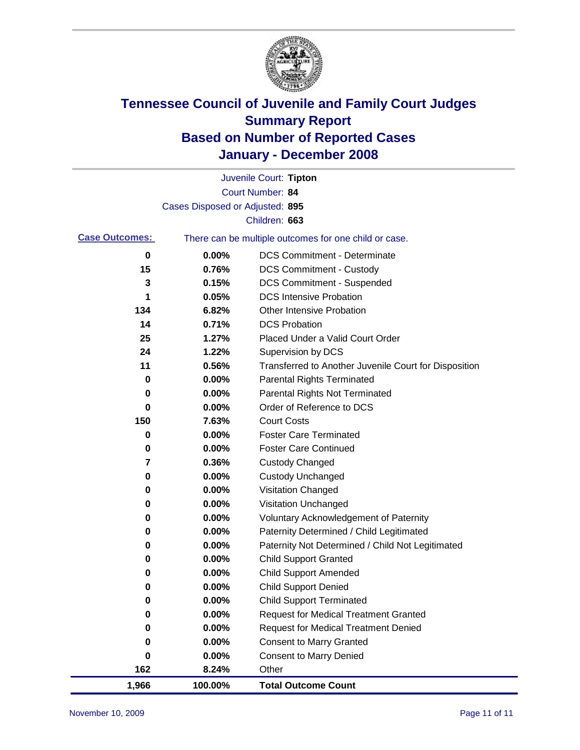# Tennessee Council of Juvenile and Family Court Judges
## Summary Report
## Based on Number of Reported Cases
## January - December 2008

Juvenile Court: **Tipton**
Court Number: **84**
Cases Disposed or Adjusted: **895**
Children: **663**

**Case Outcomes:** There can be multiple outcomes for one child or case.

| | | |
|---|---|---|
| 0 | 0.00% | DCS Commitment - Determinate |
| 15 | 0.76% | DCS Commitment - Custody |
| 3 | 0.15% | DCS Commitment - Suspended |
| 1 | 0.05% | DCS Intensive Probation |
| 134 | 6.82% | Other Intensive Probation |
| 14 | 0.71% | DCS Probation |
| 25 | 1.27% | Placed Under a Valid Court Order |
| 24 | 1.22% | Supervision by DCS |
| 11 | 0.56% | Transferred to Another Juvenile Court for Disposition |
| 0 | 0.00% | Parental Rights Terminated |
| 0 | 0.00% | Parental Rights Not Terminated |
| 0 | 0.00% | Order of Reference to DCS |
| 150 | 7.63% | Court Costs |
| 0 | 0.00% | Foster Care Terminated |
| 0 | 0.00% | Foster Care Continued |
| 7 | 0.36% | Custody Changed |
| 0 | 0.00% | Custody Unchanged |
| 0 | 0.00% | Visitation Changed |
| 0 | 0.00% | Visitation Unchanged |
| 0 | 0.00% | Voluntary Acknowledgement of Paternity |
| 0 | 0.00% | Paternity Determined / Child Legitimated |
| 0 | 0.00% | Paternity Not Determined / Child Not Legitimated |
| 0 | 0.00% | Child Support Granted |
| 0 | 0.00% | Child Support Amended |
| 0 | 0.00% | Child Support Denied |
| 0 | 0.00% | Child Support Terminated |
| 0 | 0.00% | Request for Medical Treatment Granted |
| 0 | 0.00% | Request for Medical Treatment Denied |
| 0 | 0.00% | Consent to Marry Granted |
| 0 | 0.00% | Consent to Marry Denied |
| 162 | 8.24% | Other |
| **1,966** | **100.00%** | **Total Outcome Count** |